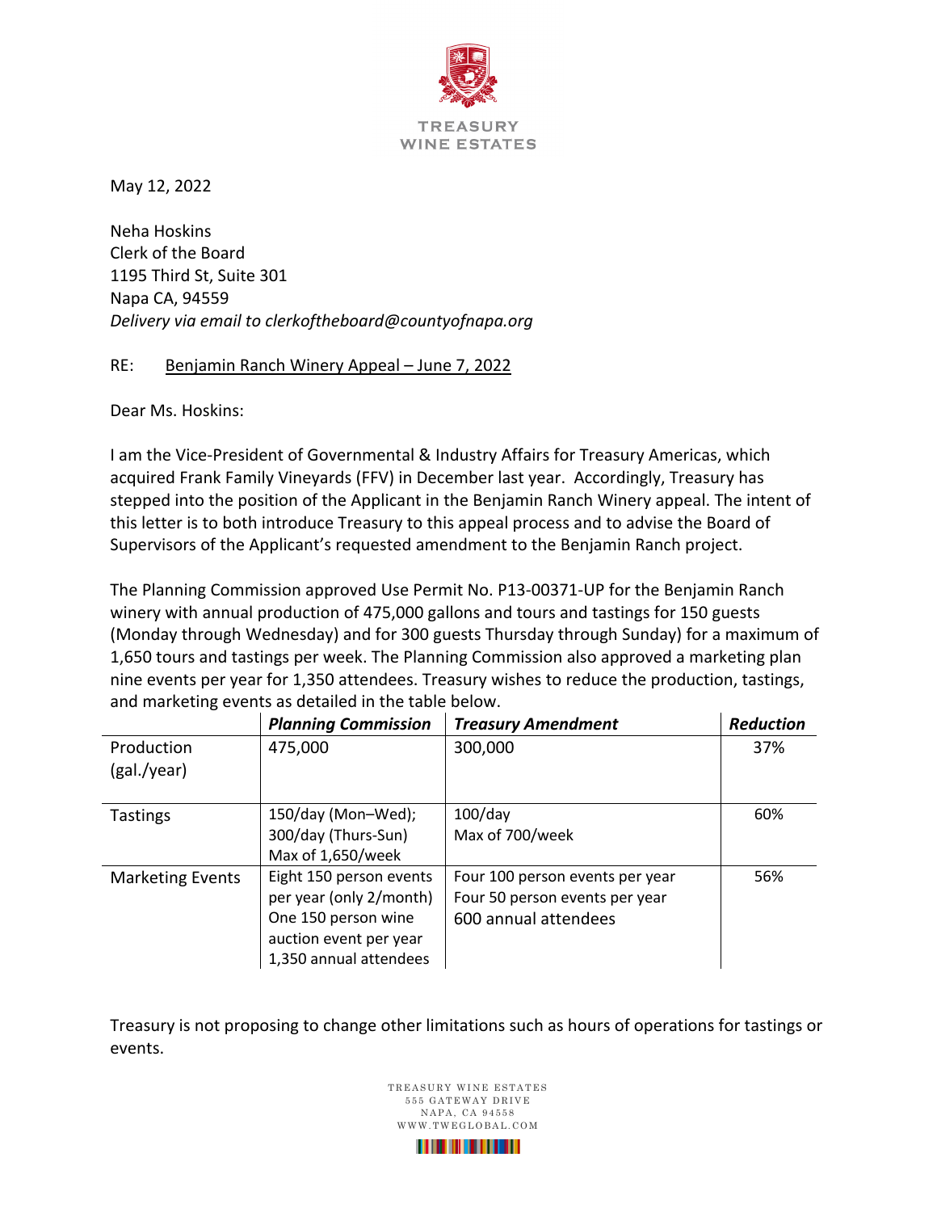TREASURY
WINE ESTATES

May 12, 2022

Neha Hoskins
Clerk of the Board
1195 Third St, Suite 301
Napa CA, 94559
*Delivery via email to clerkoftheboard@countyofnapa.org*

RE: Benjamin Ranch Winery Appeal – June 7, 2022

Dear Ms. Hoskins:

I am the Vice-President of Governmental & Industry Affairs for Treasury Americas, which acquired Frank Family Vineyards (FFV) in December last year. Accordingly, Treasury has stepped into the position of the Applicant in the Benjamin Ranch Winery appeal. The intent of this letter is to both introduce Treasury to this appeal process and to advise the Board of Supervisors of the Applicant's requested amendment to the Benjamin Ranch project.

The Planning Commission approved Use Permit No. P13-00371-UP for the Benjamin Ranch winery with annual production of 475,000 gallons and tours and tastings for 150 guests (Monday through Wednesday) and for 300 guests Thursday through Sunday) for a maximum of 1,650 tours and tastings per week. The Planning Commission also approved a marketing plan nine events per year for 1,350 attendees. Treasury wishes to reduce the production, tastings, and marketing events as detailed in the table below.

| | ***Planning Commission*** | ***Treasury Amendment*** | ***Reduction*** |
|---|---|---|---|
| Production (gal./year) | 475,000 | 300,000 | 37% |
| Tastings | 150/day (Mon–Wed); 300/day (Thurs-Sun) Max of 1,650/week | 100/day Max of 700/week | 60% |
| Marketing Events | Eight 150 person events per year (only 2/month) One 150 person wine auction event per year 1,350 annual attendees | Four 100 person events per year Four 50 person events per year 600 annual attendees | 56% |

Treasury is not proposing to change other limitations such as hours of operations for tastings or events.

TREASURY WINE ESTATES
555 GATEWAY DRIVE
NAPA, CA 94558
WWW.TWEGLOBAL.COM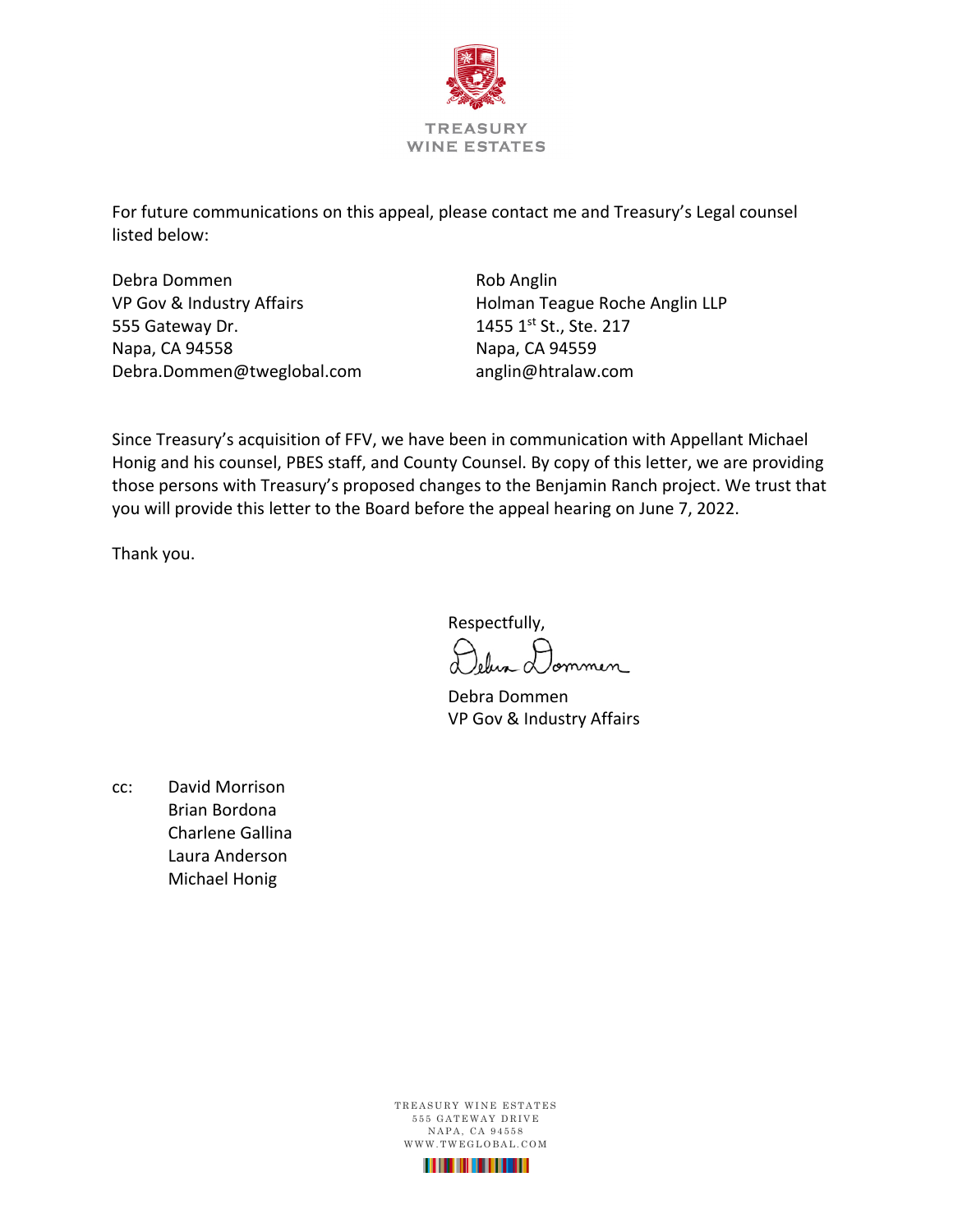TREASURY WINE ESTATES

For future communications on this appeal, please contact me and Treasury's Legal counsel listed below:

Debra Dommen
VP Gov & Industry Affairs
555 Gateway Dr.
Napa, CA 94558
Debra.Dommen@tweglobal.com

Rob Anglin
Holman Teague Roche Anglin LLP
1455 1st St., Ste. 217
Napa, CA 94559
anglin@htralaw.com

Since Treasury's acquisition of FFV, we have been in communication with Appellant Michael Honig and his counsel, PBES staff, and County Counsel. By copy of this letter, we are providing those persons with Treasury's proposed changes to the Benjamin Ranch project. We trust that you will provide this letter to the Board before the appeal hearing on June 7, 2022.

Thank you.

Respectfully,

Debra Dommen
VP Gov & Industry Affairs

cc: David Morrison
Brian Bordona
Charlene Gallina
Laura Anderson
Michael Honig

TREASURY WINE ESTATES
555 GATEWAY DRIVE
NAPA, CA 94558
WWW.TWEGLOBAL.COM